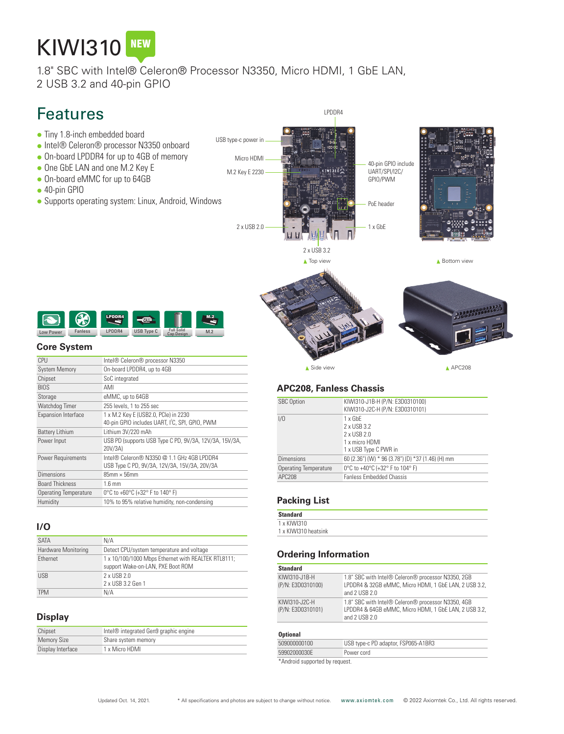# KIWI310 NEW

1.8" SBC with Intel® Celeron® Processor N3350, Micro HDMI, 1 GbE LAN, 2 USB 3.2 and 40-pin GPIO

## Features

- Tiny 1.8-inch embedded board
- Intel® Celeron® processor N3350 onboard
- On-board LPDDR4 for up to 4GB of memory
- One GbE LAN and one M.2 Key E
- On-board eMMC for up to 64GB
- 40-pin GPIO
- Supports operating system: Linux, Android, Windows

LPDDR4
USB type-c power in
Micro HDMI
M.2 Key E 2230
40-pin GPIO include UART/SPI/I2C/GPIO/PWM
PoE header
2 x USB 2.0
1 x GbE
2 x USB 3.2

▲ Top view

▲ Bottom view

▲ Side view

▲ APC208

Low Power | Fanless | LPDDR4 | USB Type C | Full Solid Cap Design | M.2

## Core System

| | |
|---|---|
| CPU | Intel® Celeron® processor N3350 |
| System Memory | On-board LPDDR4, up to 4GB |
| Chipset | SoC integrated |
| BIOS | AMI |
| Storage | eMMC, up to 64GB |
| Watchdog Timer | 255 levels, 1 to 255 sec |
| Expansion Interface | 1 x M.2 Key E (USB2.0, PCIe) in 2230<br>40-pin GPIO includes UART, I²C, SPI, GPIO, PWM |
| Battery Lithium | Lithium 3V/220 mAh |
| Power Input | USB PD (supports USB Type C PD, 9V/3A, 12V/3A, 15V/3A, 20V/3A) |
| Power Requirements | Intel® Celeron® N3350 @ 1.1 GHz 4GB LPDDR4<br>USB Type C PD, 9V/3A, 12V/3A, 15V/3A, 20V/3A |
| Dimensions | 85mm x 56mm |
| Board Thickness | 1.6 mm |
| Operating Temperature | 0°C to +60°C (+32° F to 140° F) |
| Humidity | 10% to 95% relative humidity, non-condensing |

## I/O

| | |
|---|---|
| SATA | N/A |
| Hardware Monitoring | Detect CPU/system temperature and voltage |
| Ethernet | 1 x 10/100/1000 Mbps Ethernet with REALTEK RTL8111; support Wake-on-LAN, PXE Boot ROM |
| USB | 2 x USB 2.0<br>2 x USB 3.2 Gen 1 |
| TPM | N/A |

## Display

| | |
|---|---|
| Chipset | Intel® integrated Gen9 graphic engine |
| Memory Size | Share system memory |
| Display Interface | 1 x Micro HDMI |

## APC208, Fanless Chassis

| | |
|---|---|
| SBC Option | KIWI310-J1B-H (P/N: E3D0310100)<br>KIWI310-J2C-H (P/N: E3D0310101) |
| I/O | 1 x GbE<br>2 x USB 3.2<br>2 x USB 2.0<br>1 x micro HDMI<br>1 x USB Type C PWR in |
| Dimensions | 60 (2.36") (W) * 96 (3.78") (D) *37 (1.46) (H) mm |
| Operating Temperature | 0°C to +40°C (+32° F to 104° F) |
| APC208 | Fanless Embedded Chassis |

## Packing List

**Standard**

1 x KIWI310
1 x KIWI310 heatsink

## Ordering Information

| Standard | |
|---|---|
| KIWI310-J1B-H<br>(P/N: E3D0310100) | 1.8" SBC with Intel® Celeron® processor N3350, 2GB LPDDR4 & 32GB eMMC, Micro HDMI, 1 GbE LAN, 2 USB 3.2, and 2 USB 2.0 |
| KIWI310-J2C-H<br>(P/N: E3D0310101) | 1.8" SBC with Intel® Celeron® processor N3350, 4GB LPDDR4 & 64GB eMMC, Micro HDMI, 1 GbE LAN, 2 USB 3.2, and 2 USB 2.0 |

| Optional | |
|---|---|
| 509000000100 | USB type-c PD adaptor, FSP065-A1BR3 |
| 59902000030E | Power cord |

*Android supported by request.

Updated Oct. 14, 2021. * All specifications and photos are subject to change without notice. www.axiomtek.com © 2022 Axiomtek Co., Ltd. All rights reserved.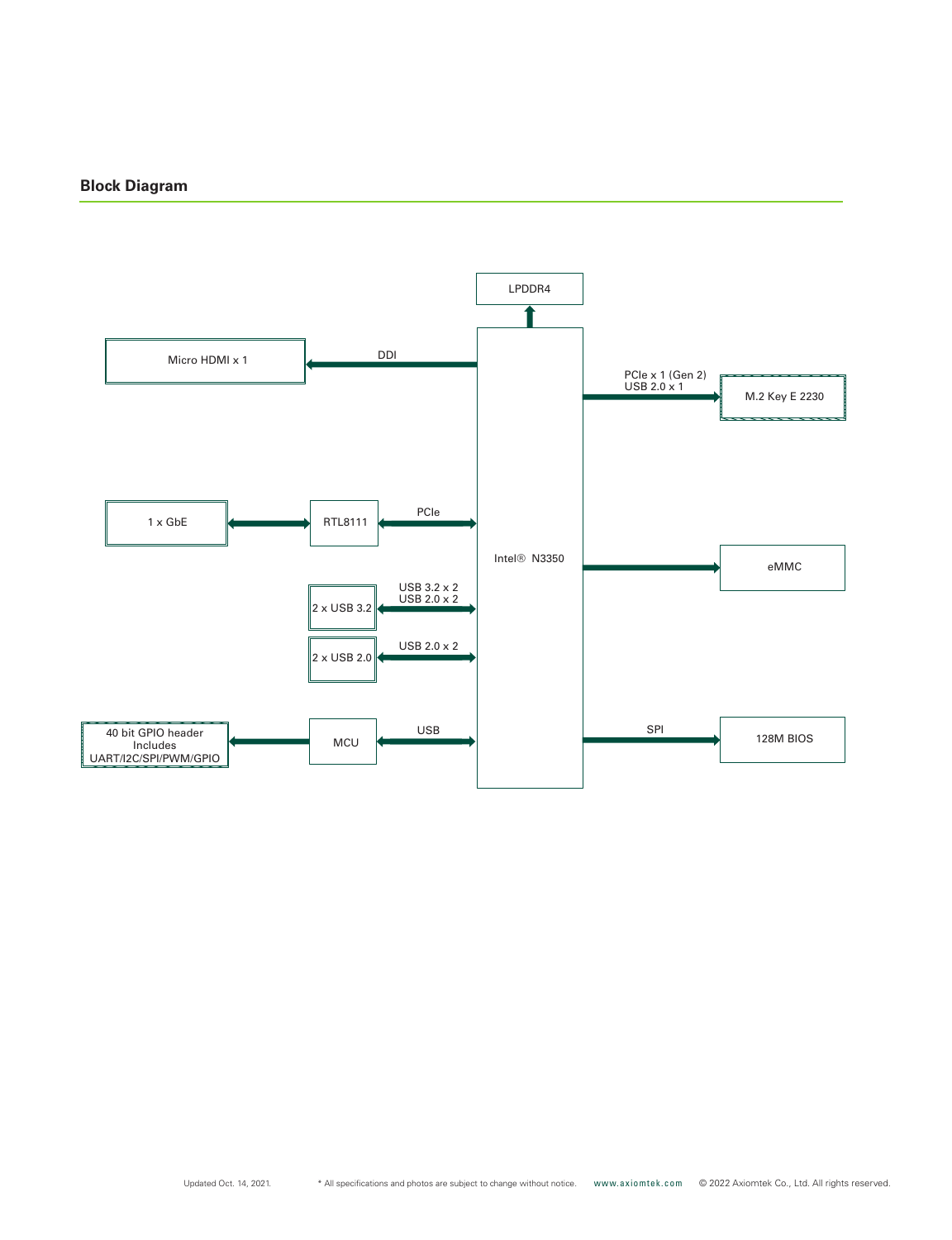## Block Diagram

LPDDR4

Micro HDMI x 1

DDI

PCIe x 1 (Gen 2)
USB 2.0 x 1

M.2 Key E 2230

1 x GbE

RTL8111

PCIe

Intel® N3350

eMMC

USB 3.2 x 2
USB 2.0 x 2

2 x USB 3.2

USB 2.0 x 2

2 x USB 2.0

40 bit GPIO header
Includes
UART/I2C/SPI/PWM/GPIO

MCU

USB

SPI

128M BIOS

Updated Oct. 14, 2021. * All specifications and photos are subject to change without notice. www.axiomtek.com © 2022 Axiomtek Co., Ltd. All rights reserved.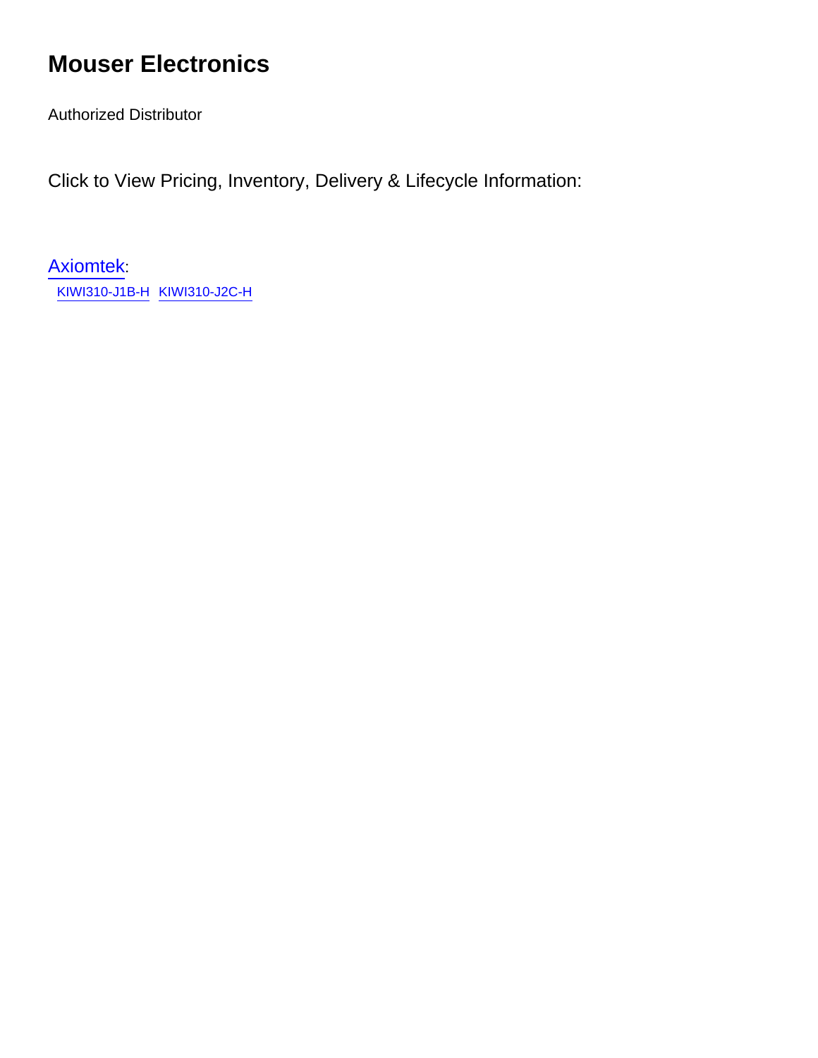# Mouser Electronics

Authorized Distributor

Click to View Pricing, Inventory, Delivery & Lifecycle Information:

Axiomtek:

KIWI310-J1B-H KIWI310-J2C-H